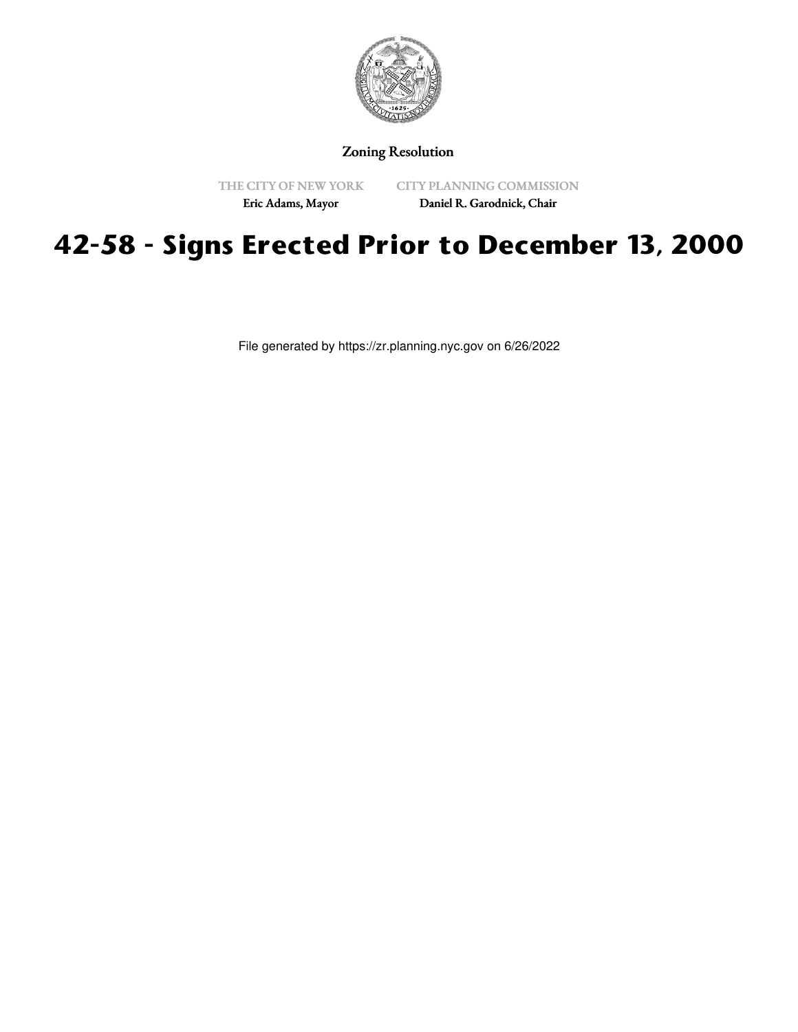Zoning Resolution

THE CITY OF NEW YORK
Eric Adams, Mayor

CITY PLANNING COMMISSION
Daniel R. Garodnick, Chair

# 42-58 - Signs Erected Prior to December 13, 2000

File generated by https://zr.planning.nyc.gov on 6/26/2022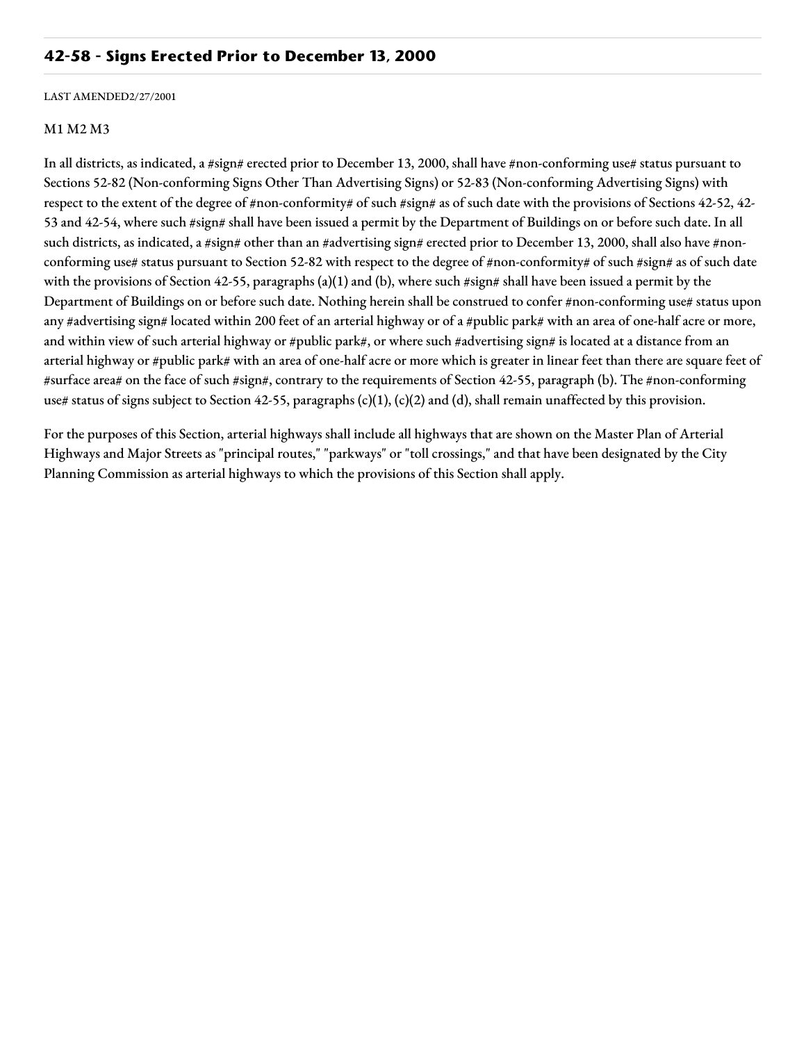## 42-58 - Signs Erected Prior to December 13, 2000

LAST AMENDED2/27/2001

M1 M2 M3

In all districts, as indicated, a #sign# erected prior to December 13, 2000, shall have #non-conforming use# status pursuant to Sections 52-82 (Non-conforming Signs Other Than Advertising Signs) or 52-83 (Non-conforming Advertising Signs) with respect to the extent of the degree of #non-conformity# of such #sign# as of such date with the provisions of Sections 42-52, 42-53 and 42-54, where such #sign# shall have been issued a permit by the Department of Buildings on or before such date. In all such districts, as indicated, a #sign# other than an #advertising sign# erected prior to December 13, 2000, shall also have #non-conforming use# status pursuant to Section 52-82 with respect to the degree of #non-conformity# of such #sign# as of such date with the provisions of Section 42-55, paragraphs (a)(1) and (b), where such #sign# shall have been issued a permit by the Department of Buildings on or before such date. Nothing herein shall be construed to confer #non-conforming use# status upon any #advertising sign# located within 200 feet of an arterial highway or of a #public park# with an area of one-half acre or more, and within view of such arterial highway or #public park#, or where such #advertising sign# is located at a distance from an arterial highway or #public park# with an area of one-half acre or more which is greater in linear feet than there are square feet of #surface area# on the face of such #sign#, contrary to the requirements of Section 42-55, paragraph (b). The #non-conforming use# status of signs subject to Section 42-55, paragraphs (c)(1), (c)(2) and (d), shall remain unaffected by this provision.

For the purposes of this Section, arterial highways shall include all highways that are shown on the Master Plan of Arterial Highways and Major Streets as "principal routes," "parkways" or "toll crossings," and that have been designated by the City Planning Commission as arterial highways to which the provisions of this Section shall apply.